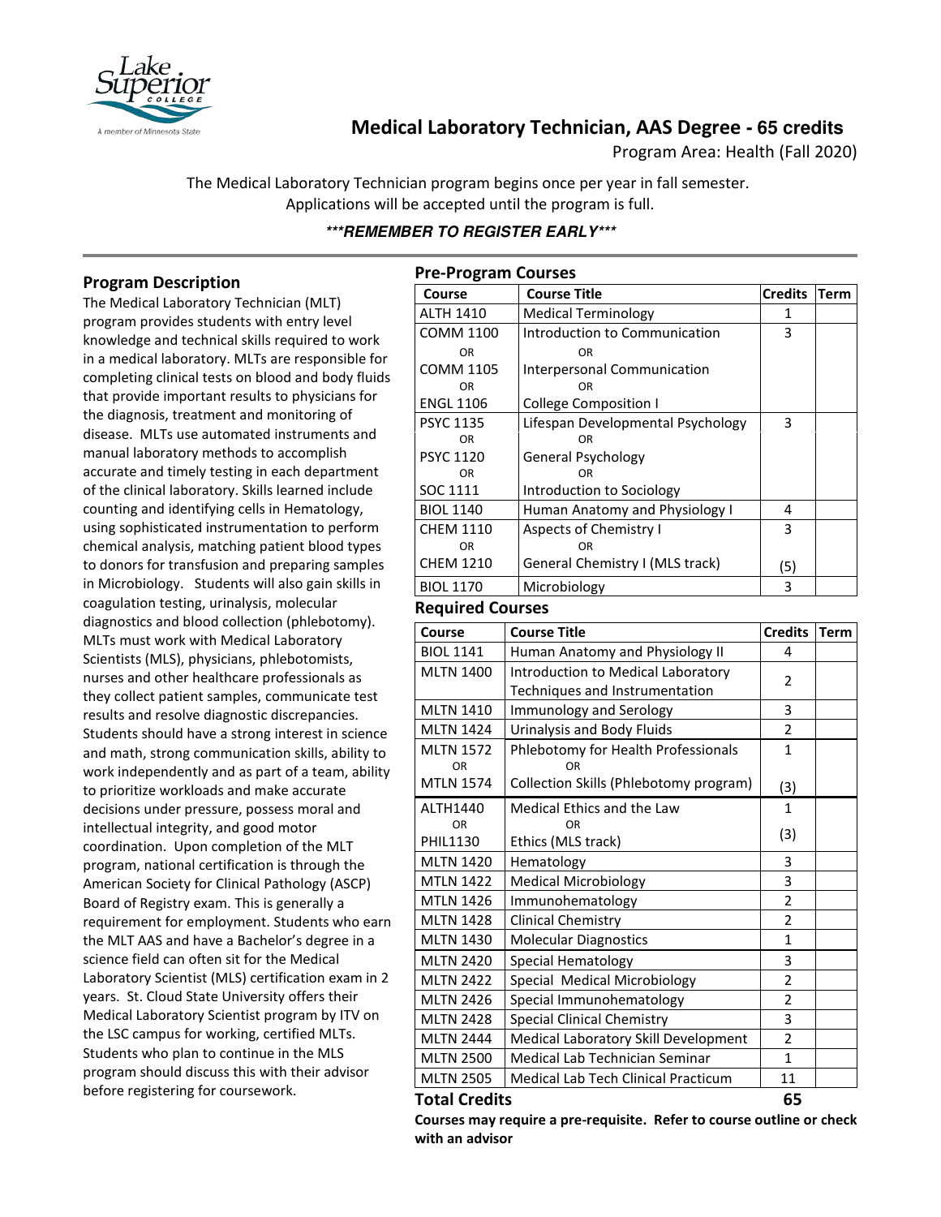# Medical Laboratory Technician, AAS Degree - 65 credits

Program Area: Health (Fall 2020)

The Medical Laboratory Technician program begins once per year in fall semester.
Applications will be accepted until the program is full.

***\*\*\*REMEMBER TO REGISTER EARLY\*\*\****

## Program Description

The Medical Laboratory Technician (MLT) program provides students with entry level knowledge and technical skills required to work in a medical laboratory. MLTs are responsible for completing clinical tests on blood and body fluids that provide important results to physicians for the diagnosis, treatment and monitoring of disease. MLTs use automated instruments and manual laboratory methods to accomplish accurate and timely testing in each department of the clinical laboratory. Skills learned include counting and identifying cells in Hematology, using sophisticated instrumentation to perform chemical analysis, matching patient blood types to donors for transfusion and preparing samples in Microbiology. Students will also gain skills in coagulation testing, urinalysis, molecular diagnostics and blood collection (phlebotomy). MLTs must work with Medical Laboratory Scientists (MLS), physicians, phlebotomists, nurses and other healthcare professionals as they collect patient samples, communicate test results and resolve diagnostic discrepancies. Students should have a strong interest in science and math, strong communication skills, ability to work independently and as part of a team, ability to prioritize workloads and make accurate decisions under pressure, possess moral and intellectual integrity, and good motor coordination. Upon completion of the MLT program, national certification is through the American Society for Clinical Pathology (ASCP) Board of Registry exam. This is generally a requirement for employment. Students who earn the MLT AAS and have a Bachelor's degree in a science field can often sit for the Medical Laboratory Scientist (MLS) certification exam in 2 years. St. Cloud State University offers their Medical Laboratory Scientist program by ITV on the LSC campus for working, certified MLTs. Students who plan to continue in the MLS program should discuss this with their advisor before registering for coursework.

## Pre-Program Courses

| Course | Course Title | Credits | Term |
|---|---|---|---|
| ALTH 1410 | Medical Terminology | 1 | |
| COMM 1100<br>OR<br>COMM 1105<br>OR<br>ENGL 1106 | Introduction to Communication<br>OR<br>Interpersonal Communication<br>OR<br>College Composition I | 3 | |
| PSYC 1135<br>OR<br>PSYC 1120<br>OR<br>SOC 1111 | Lifespan Developmental Psychology<br>OR<br>General Psychology<br>OR<br>Introduction to Sociology | 3 | |
| BIOL 1140 | Human Anatomy and Physiology I | 4 | |
| CHEM 1110<br>OR<br>CHEM 1210 | Aspects of Chemistry I<br>OR<br>General Chemistry I (MLS track) | 3<br>(5) | |
| BIOL 1170 | Microbiology | 3 | |

## Required Courses

| Course | Course Title | Credits | Term |
|---|---|---|---|
| BIOL 1141 | Human Anatomy and Physiology II | 4 | |
| MLTN 1400 | Introduction to Medical Laboratory Techniques and Instrumentation | 2 | |
| MLTN 1410 | Immunology and Serology | 3 | |
| MLTN 1424 | Urinalysis and Body Fluids | 2 | |
| MLTN 1572<br>OR<br>MTLN 1574 | Phlebotomy for Health Professionals<br>OR<br>Collection Skills (Phlebotomy program) | 1<br>(3) | |
| ALTH1440<br>OR<br>PHIL1130 | Medical Ethics and the Law<br>OR<br>Ethics (MLS track) | 1<br>(3) | |
| MLTN 1420 | Hematology | 3 | |
| MTLN 1422 | Medical Microbiology | 3 | |
| MLTN 1426 | Immunohematology | 2 | |
| MLTN 1428 | Clinical Chemistry | 2 | |
| MLTN 1430 | Molecular Diagnostics | 1 | |
| MLTN 2420 | Special Hematology | 3 | |
| MLTN 2422 | Special Medical Microbiology | 2 | |
| MLTN 2426 | Special Immunohematology | 2 | |
| MLTN 2428 | Special Clinical Chemistry | 3 | |
| MLTN 2444 | Medical Laboratory Skill Development | 2 | |
| MLTN 2500 | Medical Lab Technician Seminar | 1 | |
| MLTN 2505 | Medical Lab Tech Clinical Practicum | 11 | |
| **Total Credits** | | **65** | |

**Courses may require a pre-requisite. Refer to course outline or check with an advisor**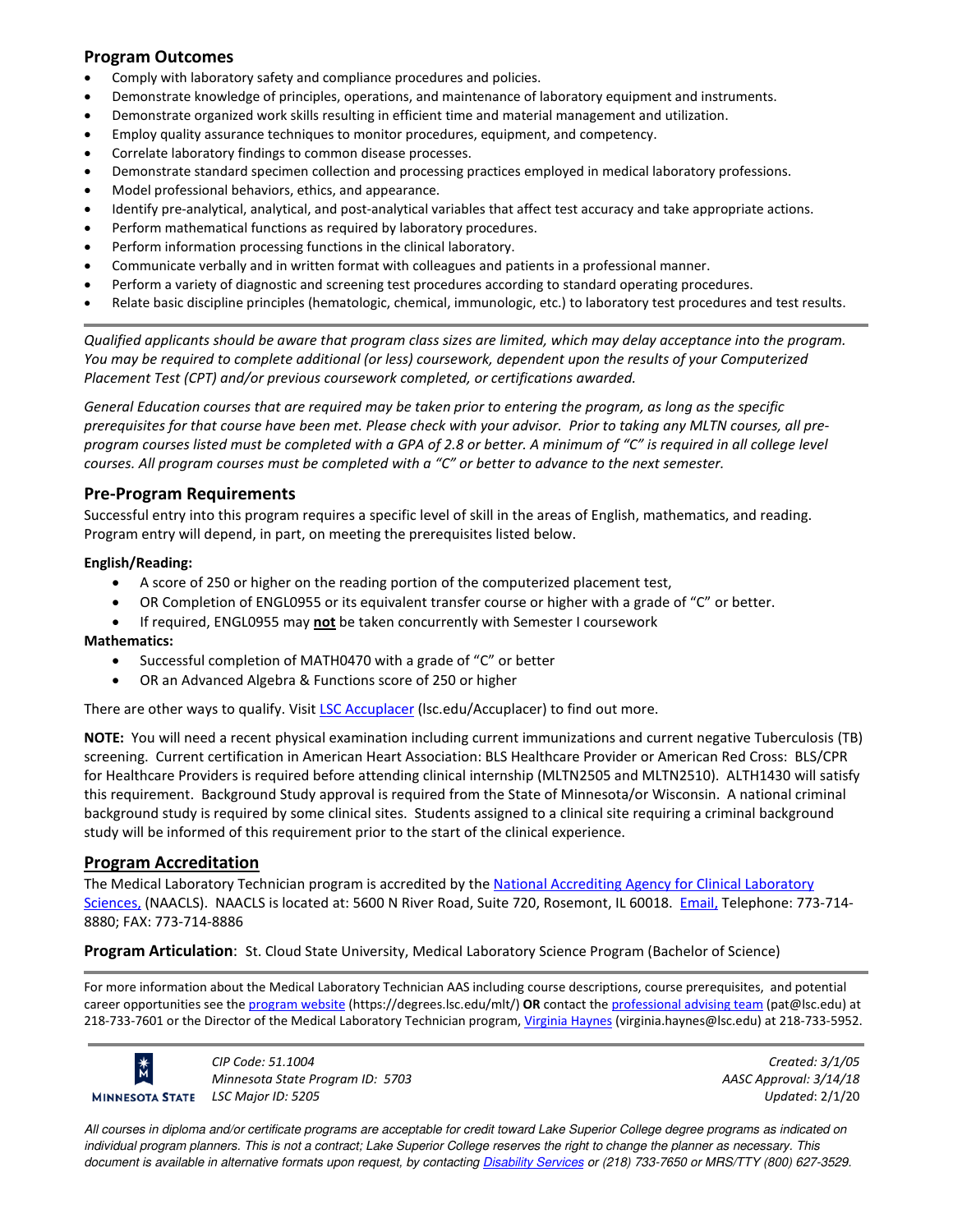## Program Outcomes

- Comply with laboratory safety and compliance procedures and policies.
- Demonstrate knowledge of principles, operations, and maintenance of laboratory equipment and instruments.
- Demonstrate organized work skills resulting in efficient time and material management and utilization.
- Employ quality assurance techniques to monitor procedures, equipment, and competency.
- Correlate laboratory findings to common disease processes.
- Demonstrate standard specimen collection and processing practices employed in medical laboratory professions.
- Model professional behaviors, ethics, and appearance.
- Identify pre-analytical, analytical, and post-analytical variables that affect test accuracy and take appropriate actions.
- Perform mathematical functions as required by laboratory procedures.
- Perform information processing functions in the clinical laboratory.
- Communicate verbally and in written format with colleagues and patients in a professional manner.
- Perform a variety of diagnostic and screening test procedures according to standard operating procedures.
- Relate basic discipline principles (hematologic, chemical, immunologic, etc.) to laboratory test procedures and test results.

---

*Qualified applicants should be aware that program class sizes are limited, which may delay acceptance into the program. You may be required to complete additional (or less) coursework, dependent upon the results of your Computerized Placement Test (CPT) and/or previous coursework completed, or certifications awarded.*

*General Education courses that are required may be taken prior to entering the program, as long as the specific prerequisites for that course have been met. Please check with your advisor. Prior to taking any MLTN courses, all pre-program courses listed must be completed with a GPA of 2.8 or better. A minimum of "C" is required in all college level courses. All program courses must be completed with a "C" or better to advance to the next semester.*

## Pre-Program Requirements

Successful entry into this program requires a specific level of skill in the areas of English, mathematics, and reading. Program entry will depend, in part, on meeting the prerequisites listed below.

**English/Reading:**

- A score of 250 or higher on the reading portion of the computerized placement test,
- OR Completion of ENGL0955 or its equivalent transfer course or higher with a grade of "C" or better.
- If required, ENGL0955 may **not** be taken concurrently with Semester I coursework

**Mathematics:**

- Successful completion of MATH0470 with a grade of "C" or better
- OR an Advanced Algebra & Functions score of 250 or higher

There are other ways to qualify. Visit LSC Accuplacer (lsc.edu/Accuplacer) to find out more.

**NOTE:** You will need a recent physical examination including current immunizations and current negative Tuberculosis (TB) screening. Current certification in American Heart Association: BLS Healthcare Provider or American Red Cross: BLS/CPR for Healthcare Providers is required before attending clinical internship (MLTN2505 and MLTN2510). ALTH1430 will satisfy this requirement. Background Study approval is required from the State of Minnesota/or Wisconsin. A national criminal background study is required by some clinical sites. Students assigned to a clinical site requiring a criminal background study will be informed of this requirement prior to the start of the clinical experience.

## Program Accreditation

The Medical Laboratory Technician program is accredited by the National Accrediting Agency for Clinical Laboratory Sciences, (NAACLS). NAACLS is located at: 5600 N River Road, Suite 720, Rosemont, IL 60018. Email, Telephone: 773-714-8880; FAX: 773-714-8886

**Program Articulation**: St. Cloud State University, Medical Laboratory Science Program (Bachelor of Science)

---

For more information about the Medical Laboratory Technician AAS including course descriptions, course prerequisites, and potential career opportunities see the program website (https://degrees.lsc.edu/mlt/) **OR** contact the professional advising team (pat@lsc.edu) at 218-733-7601 or the Director of the Medical Laboratory Technician program, Virginia Haynes (virginia.haynes@lsc.edu) at 218-733-5952.

---

MINNESOTA STATE

*CIP Code: 51.1004*
*Minnesota State Program ID: 5703*
*LSC Major ID: 5205*

*Created: 3/1/05*
*AASC Approval: 3/14/18*
*Updated*: 2/1/20

*All courses in diploma and/or certificate programs are acceptable for credit toward Lake Superior College degree programs as indicated on individual program planners. This is not a contract; Lake Superior College reserves the right to change the planner as necessary. This document is available in alternative formats upon request, by contacting Disability Services or (218) 733-7650 or MRS/TTY (800) 627-3529.*